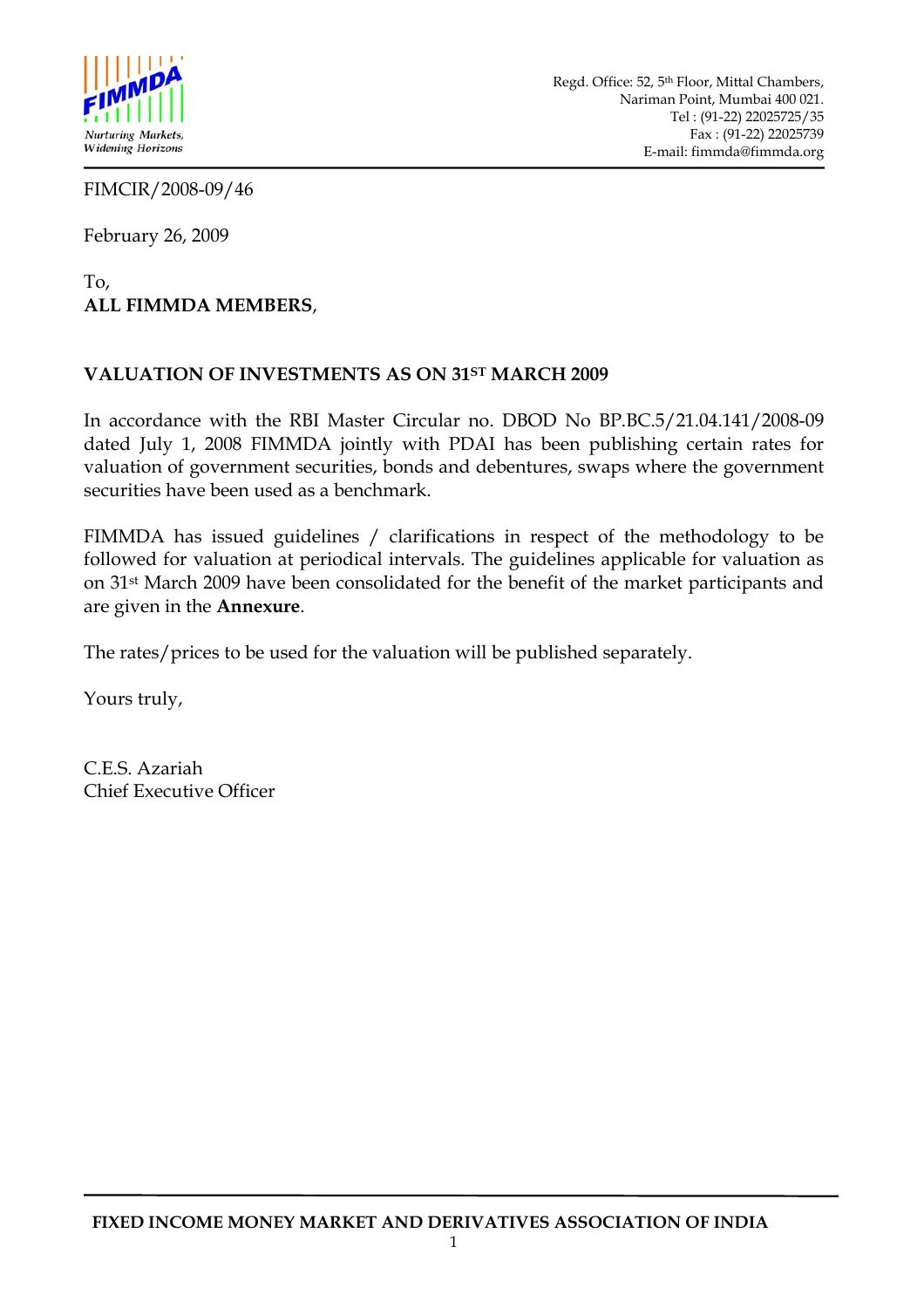Regd. Office: 52, 5th Floor, Mittal Chambers,
Nariman Point, Mumbai 400 021.
Tel : (91-22) 22025725/35
Fax : (91-22) 22025739
E-mail: fimmda@fimmda.org

FIMCIR/2008-09/46

February 26, 2009

To,
**ALL FIMMDA MEMBERS**,

**VALUATION OF INVESTMENTS AS ON 31ST MARCH 2009**

In accordance with the RBI Master Circular no. DBOD No BP.BC.5/21.04.141/2008-09 dated July 1, 2008 FIMMDA jointly with PDAI has been publishing certain rates for valuation of government securities, bonds and debentures, swaps where the government securities have been used as a benchmark.

FIMMDA has issued guidelines / clarifications in respect of the methodology to be followed for valuation at periodical intervals. The guidelines applicable for valuation as on 31st March 2009 have been consolidated for the benefit of the market participants and are given in the **Annexure**.

The rates/prices to be used for the valuation will be published separately.

Yours truly,

C.E.S. Azariah
Chief Executive Officer

**FIXED INCOME MONEY MARKET AND DERIVATIVES ASSOCIATION OF INDIA**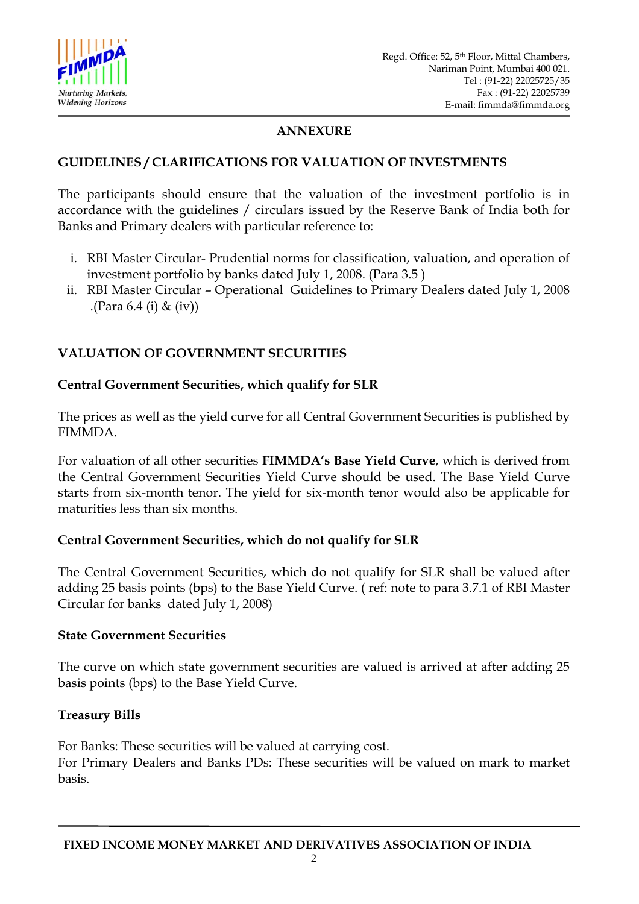## ANNEXURE

### GUIDELINES / CLARIFICATIONS FOR VALUATION OF INVESTMENTS

The participants should ensure that the valuation of the investment portfolio is in accordance with the guidelines / circulars issued by the Reserve Bank of India both for Banks and Primary dealers with particular reference to:

i. RBI Master Circular- Prudential norms for classification, valuation, and operation of investment portfolio by banks dated July 1, 2008. (Para 3.5 )
ii. RBI Master Circular – Operational Guidelines to Primary Dealers dated July 1, 2008 .(Para 6.4 (i) & (iv))

### VALUATION OF GOVERNMENT SECURITIES

**Central Government Securities, which qualify for SLR**

The prices as well as the yield curve for all Central Government Securities is published by FIMMDA.

For valuation of all other securities **FIMMDA's Base Yield Curve**, which is derived from the Central Government Securities Yield Curve should be used. The Base Yield Curve starts from six-month tenor. The yield for six-month tenor would also be applicable for maturities less than six months.

**Central Government Securities, which do not qualify for SLR**

The Central Government Securities, which do not qualify for SLR shall be valued after adding 25 basis points (bps) to the Base Yield Curve. ( ref: note to para 3.7.1 of RBI Master Circular for banks dated July 1, 2008)

**State Government Securities**

The curve on which state government securities are valued is arrived at after adding 25 basis points (bps) to the Base Yield Curve.

**Treasury Bills**

For Banks: These securities will be valued at carrying cost.
For Primary Dealers and Banks PDs: These securities will be valued on mark to market basis.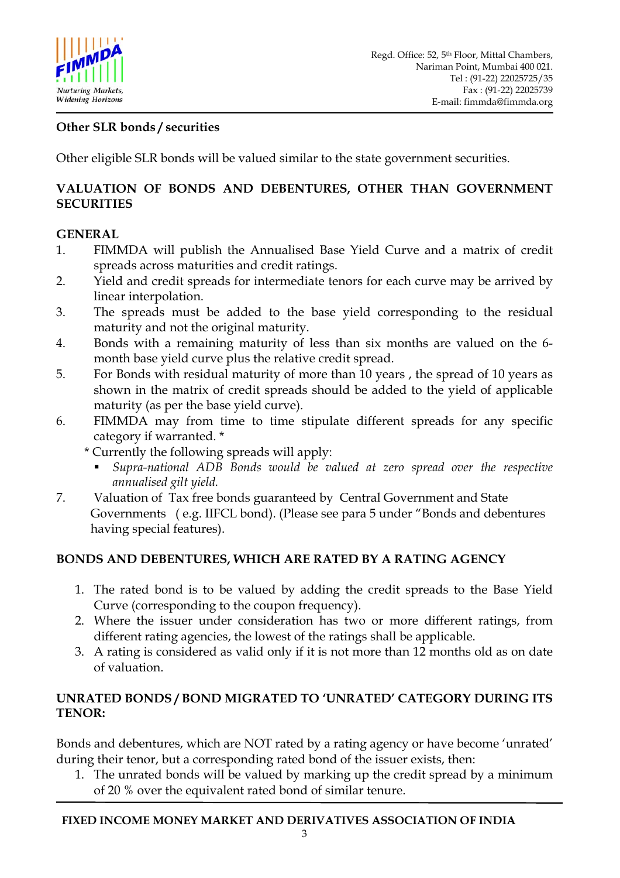### Other SLR bonds / securities

Other eligible SLR bonds will be valued similar to the state government securities.

## VALUATION OF BONDS AND DEBENTURES, OTHER THAN GOVERNMENT SECURITIES

### GENERAL

1. FIMMDA will publish the Annualised Base Yield Curve and a matrix of credit spreads across maturities and credit ratings.
2. Yield and credit spreads for intermediate tenors for each curve may be arrived by linear interpolation.
3. The spreads must be added to the base yield corresponding to the residual maturity and not the original maturity.
4. Bonds with a remaining maturity of less than six months are valued on the 6-month base yield curve plus the relative credit spread.
5. For Bonds with residual maturity of more than 10 years , the spread of 10 years as shown in the matrix of credit spreads should be added to the yield of applicable maturity (as per the base yield curve).
6. FIMMDA may from time to time stipulate different spreads for any specific category if warranted. *

   \* Currently the following spreads will apply:
   - *Supra-national ADB Bonds would be valued at zero spread over the respective annualised gilt yield.*
7. Valuation of Tax free bonds guaranteed by Central Government and State Governments ( e.g. IIFCL bond). (Please see para 5 under "Bonds and debentures having special features).

### BONDS AND DEBENTURES, WHICH ARE RATED BY A RATING AGENCY

1. The rated bond is to be valued by adding the credit spreads to the Base Yield Curve (corresponding to the coupon frequency).
2. Where the issuer under consideration has two or more different ratings, from different rating agencies, the lowest of the ratings shall be applicable.
3. A rating is considered as valid only if it is not more than 12 months old as on date of valuation.

### UNRATED BONDS / BOND MIGRATED TO 'UNRATED' CATEGORY DURING ITS TENOR:

Bonds and debentures, which are NOT rated by a rating agency or have become 'unrated' during their tenor, but a corresponding rated bond of the issuer exists, then:

1. The unrated bonds will be valued by marking up the credit spread by a minimum of 20 % over the equivalent rated bond of similar tenure.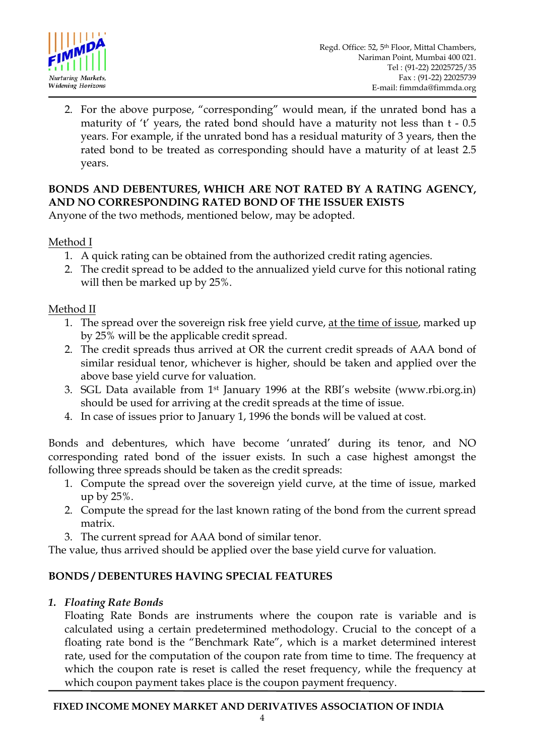2. For the above purpose, "corresponding" would mean, if the unrated bond has a maturity of 't' years, the rated bond should have a maturity not less than t - 0.5 years. For example, if the unrated bond has a residual maturity of 3 years, then the rated bond to be treated as corresponding should have a maturity of at least 2.5 years.

**BONDS AND DEBENTURES, WHICH ARE NOT RATED BY A RATING AGENCY, AND NO CORRESPONDING RATED BOND OF THE ISSUER EXISTS**

Anyone of the two methods, mentioned below, may be adopted.

Method I

1. A quick rating can be obtained from the authorized credit rating agencies.
2. The credit spread to be added to the annualized yield curve for this notional rating will then be marked up by 25%.

Method II

1. The spread over the sovereign risk free yield curve, at the time of issue, marked up by 25% will be the applicable credit spread.
2. The credit spreads thus arrived at OR the current credit spreads of AAA bond of similar residual tenor, whichever is higher, should be taken and applied over the above base yield curve for valuation.
3. SGL Data available from 1st January 1996 at the RBI's website (www.rbi.org.in) should be used for arriving at the credit spreads at the time of issue.
4. In case of issues prior to January 1, 1996 the bonds will be valued at cost.

Bonds and debentures, which have become 'unrated' during its tenor, and NO corresponding rated bond of the issuer exists. In such a case highest amongst the following three spreads should be taken as the credit spreads:

1. Compute the spread over the sovereign yield curve, at the time of issue, marked up by 25%.
2. Compute the spread for the last known rating of the bond from the current spread matrix.
3. The current spread for AAA bond of similar tenor.

The value, thus arrived should be applied over the base yield curve for valuation.

**BONDS / DEBENTURES HAVING SPECIAL FEATURES**

1. ***Floating Rate Bonds***

   Floating Rate Bonds are instruments where the coupon rate is variable and is calculated using a certain predetermined methodology. Crucial to the concept of a floating rate bond is the "Benchmark Rate", which is a market determined interest rate, used for the computation of the coupon rate from time to time. The frequency at which the coupon rate is reset is called the reset frequency, while the frequency at which coupon payment takes place is the coupon payment frequency.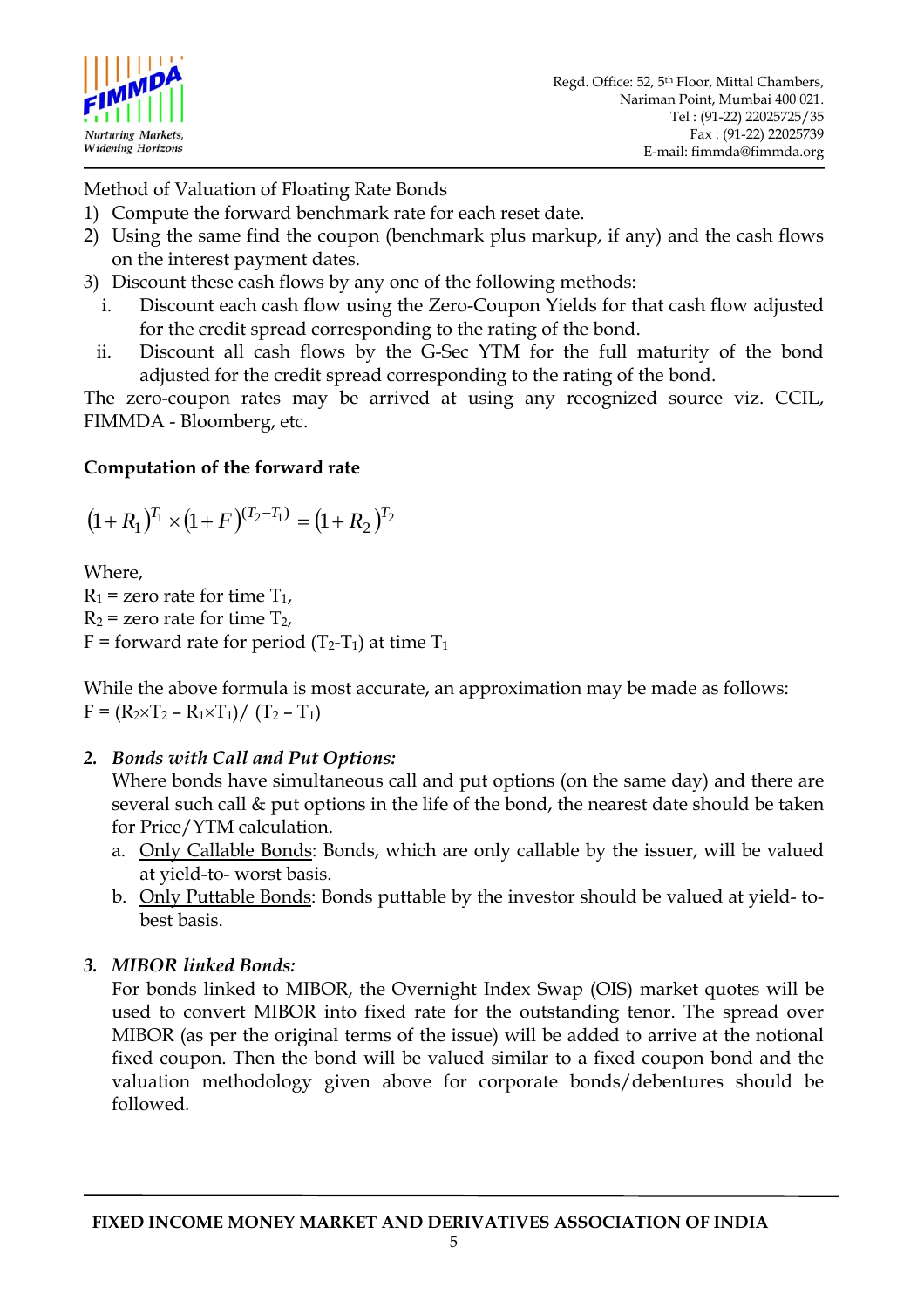Method of Valuation of Floating Rate Bonds

1) Compute the forward benchmark rate for each reset date.
2) Using the same find the coupon (benchmark plus markup, if any) and the cash flows on the interest payment dates.
3) Discount these cash flows by any one of the following methods:
   i. Discount each cash flow using the Zero-Coupon Yields for that cash flow adjusted for the credit spread corresponding to the rating of the bond.
   ii. Discount all cash flows by the G-Sec YTM for the full maturity of the bond adjusted for the credit spread corresponding to the rating of the bond.

The zero-coupon rates may be arrived at using any recognized source viz. CCIL, FIMMDA - Bloomberg, etc.

**Computation of the forward rate**

$$(1+R_1)^{T_1} \times (1+F)^{(T_2-T_1)} = (1+R_2)^{T_2}$$

Where,

$R_1$ = zero rate for time $T_1$,

$R_2$ = zero rate for time $T_2$,

F = forward rate for period $(T_2 - T_1)$ at time $T_1$

While the above formula is most accurate, an approximation may be made as follows:

$F = (R_2 \times T_2 - R_1 \times T_1) / (T_2 - T_1)$

2. ***Bonds with Call and Put Options:***

   Where bonds have simultaneous call and put options (on the same day) and there are several such call & put options in the life of the bond, the nearest date should be taken for Price/YTM calculation.

   a. Only Callable Bonds: Bonds, which are only callable by the issuer, will be valued at yield-to- worst basis.
   b. Only Puttable Bonds: Bonds puttable by the investor should be valued at yield- to-best basis.

3. ***MIBOR linked Bonds:***

   For bonds linked to MIBOR, the Overnight Index Swap (OIS) market quotes will be used to convert MIBOR into fixed rate for the outstanding tenor. The spread over MIBOR (as per the original terms of the issue) will be added to arrive at the notional fixed coupon. Then the bond will be valued similar to a fixed coupon bond and the valuation methodology given above for corporate bonds/debentures should be followed.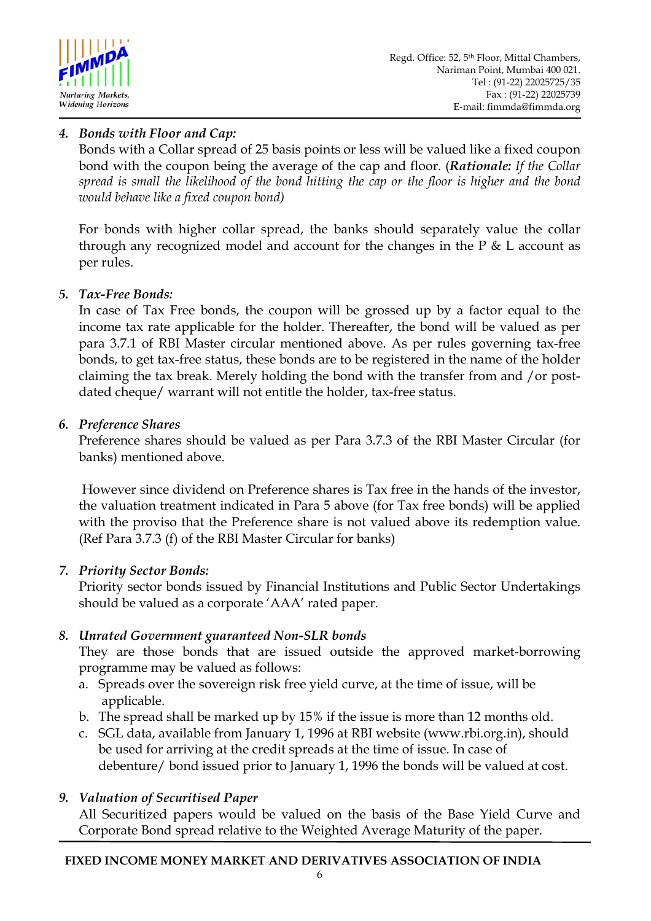4. ***Bonds with Floor and Cap:***
   Bonds with a Collar spread of 25 basis points or less will be valued like a fixed coupon bond with the coupon being the average of the cap and floor. (***Rationale:*** *If the Collar spread is small the likelihood of the bond hitting the cap or the floor is higher and the bond would behave like a fixed coupon bond)*

   For bonds with higher collar spread, the banks should separately value the collar through any recognized model and account for the changes in the P & L account as per rules.

5. ***Tax-Free Bonds:***
   In case of Tax Free bonds, the coupon will be grossed up by a factor equal to the income tax rate applicable for the holder. Thereafter, the bond will be valued as per para 3.7.1 of RBI Master circular mentioned above. As per rules governing tax-free bonds, to get tax-free status, these bonds are to be registered in the name of the holder claiming the tax break. Merely holding the bond with the transfer from and /or post-dated cheque/ warrant will not entitle the holder, tax-free status.

6. ***Preference Shares***
   Preference shares should be valued as per Para 3.7.3 of the RBI Master Circular (for banks) mentioned above.

   However since dividend on Preference shares is Tax free in the hands of the investor, the valuation treatment indicated in Para 5 above (for Tax free bonds) will be applied with the proviso that the Preference share is not valued above its redemption value. (Ref Para 3.7.3 (f) of the RBI Master Circular for banks)

7. ***Priority Sector Bonds:***
   Priority sector bonds issued by Financial Institutions and Public Sector Undertakings should be valued as a corporate 'AAA' rated paper.

8. ***Unrated Government guaranteed Non-SLR bonds***
   They are those bonds that are issued outside the approved market-borrowing programme may be valued as follows:
   a. Spreads over the sovereign risk free yield curve, at the time of issue, will be applicable.
   b. The spread shall be marked up by 15% if the issue is more than 12 months old.
   c. SGL data, available from January 1, 1996 at RBI website (www.rbi.org.in), should be used for arriving at the credit spreads at the time of issue. In case of debenture/ bond issued prior to January 1, 1996 the bonds will be valued at cost.

9. ***Valuation of Securitised Paper***
   All Securitized papers would be valued on the basis of the Base Yield Curve and Corporate Bond spread relative to the Weighted Average Maturity of the paper.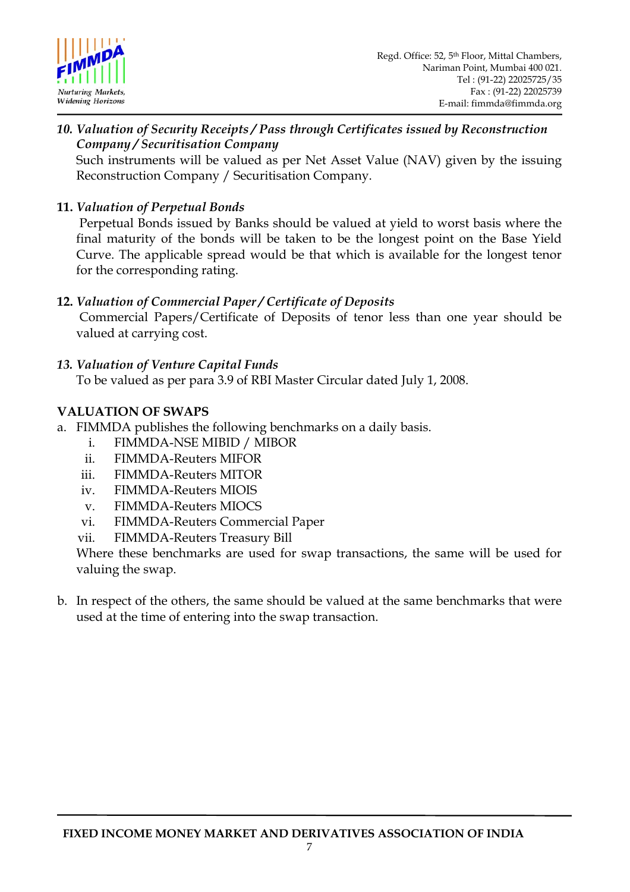*10. Valuation of Security Receipts / Pass through Certificates issued by Reconstruction Company / Securitisation Company*

Such instruments will be valued as per Net Asset Value (NAV) given by the issuing Reconstruction Company / Securitisation Company.

**11.** *Valuation of Perpetual Bonds*

Perpetual Bonds issued by Banks should be valued at yield to worst basis where the final maturity of the bonds will be taken to be the longest point on the Base Yield Curve. The applicable spread would be that which is available for the longest tenor for the corresponding rating.

**12.** *Valuation of Commercial Paper / Certificate of Deposits*

Commercial Papers/Certificate of Deposits of tenor less than one year should be valued at carrying cost.

*13. Valuation of Venture Capital Funds*

To be valued as per para 3.9 of RBI Master Circular dated July 1, 2008.

**VALUATION OF SWAPS**

a. FIMMDA publishes the following benchmarks on a daily basis.
   i. FIMMDA-NSE MIBID / MIBOR
   ii. FIMMDA-Reuters MIFOR
   iii. FIMMDA-Reuters MITOR
   iv. FIMMDA-Reuters MIOIS
   v. FIMMDA-Reuters MIOCS
   vi. FIMMDA-Reuters Commercial Paper
   vii. FIMMDA-Reuters Treasury Bill

   Where these benchmarks are used for swap transactions, the same will be used for valuing the swap.

b. In respect of the others, the same should be valued at the same benchmarks that were used at the time of entering into the swap transaction.